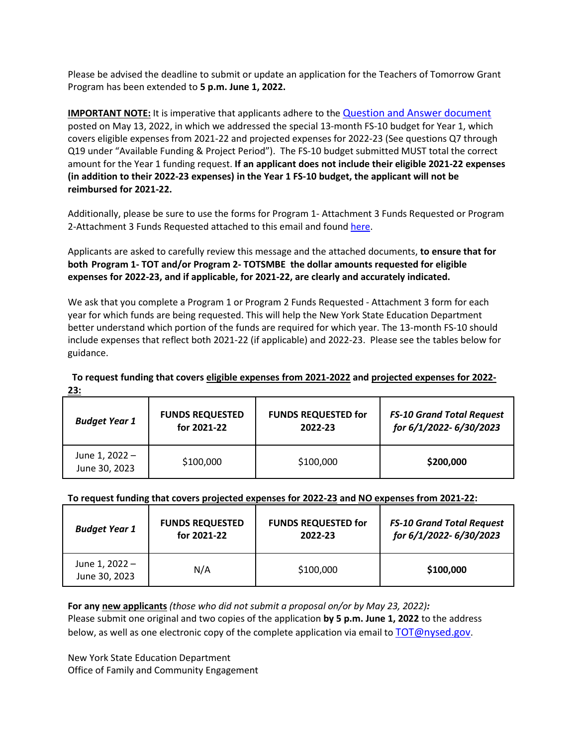Please be advised the deadline to submit or update an application for the Teachers of Tomorrow Grant Program has been extended to **5 p.m. June 1, 2022.**

**<u>IMPORTANT NOTE:</u>** It is imperative that applicants adhere to the [Question and Answer document]() posted on May 13, 2022, in which we addressed the special 13-month FS-10 budget for Year 1, which covers eligible expenses from 2021-22 and projected expenses for 2022-23 (See questions Q7 through Q19 under "Available Funding & Project Period"). The FS-10 budget submitted MUST total the correct amount for the Year 1 funding request. **If an applicant does not include their eligible 2021-22 expenses (in addition to their 2022-23 expenses) in the Year 1 FS-10 budget, the applicant will not be reimbursed for 2021-22.**

Additionally, please be sure to use the forms for Program 1- Attachment 3 Funds Requested or Program 2-Attachment 3 Funds Requested attached to this email and found [here]().

Applicants are asked to carefully review this message and the attached documents, **to ensure that for both Program 1- TOT and/or Program 2- TOTSMBE the dollar amounts requested for eligible expenses for 2022-23, and if applicable, for 2021-22, are clearly and accurately indicated.**

We ask that you complete a Program 1 or Program 2 Funds Requested - Attachment 3 form for each year for which funds are being requested. This will help the New York State Education Department better understand which portion of the funds are required for which year. The 13-month FS-10 should include expenses that reflect both 2021-22 (if applicable) and 2022-23. Please see the tables below for guidance.

**To request funding that covers <u>eligible expenses from 2021-2022</u> and <u>projected expenses for 2022-23</u>:**

| *Budget Year 1* | FUNDS REQUESTED for 2021-22 | FUNDS REQUESTED for 2022-23 | *FS-10 Grand Total Request for 6/1/2022- 6/30/2023* |
|---|---|---|---|
| June 1, 2022 – June 30, 2023 | $100,000 | $100,000 | **$200,000** |

**To request funding that covers <u>projected expenses for 2022-23</u> and <u>NO expenses from 2021-22</u>:**

| *Budget Year 1* | FUNDS REQUESTED for 2021-22 | FUNDS REQUESTED for 2022-23 | *FS-10 Grand Total Request for 6/1/2022- 6/30/2023* |
|---|---|---|---|
| June 1, 2022 – June 30, 2023 | N/A | $100,000 | **$100,000** |

**For any <u>new applicants</u>** ***(those who did not submit a proposal on/or by May 23, 2022):***
Please submit one original and two copies of the application **by 5 p.m. June 1, 2022** to the address below, as well as one electronic copy of the complete application via email to [TOT@nysed.gov](mailto:TOT@nysed.gov).

New York State Education Department
Office of Family and Community Engagement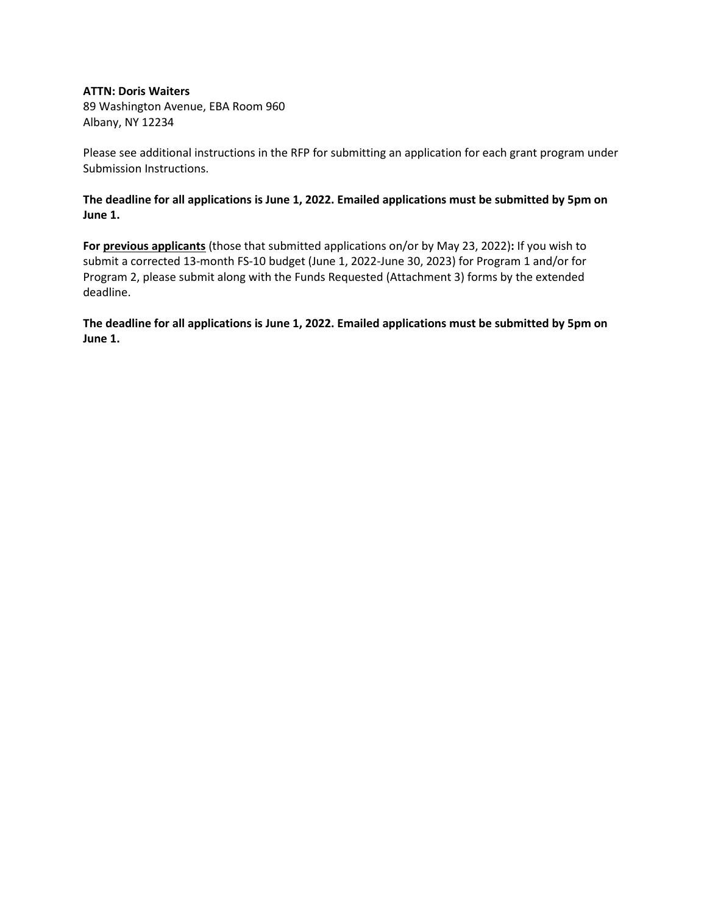**ATTN: Doris Waiters**
89 Washington Avenue, EBA Room 960
Albany, NY 12234

Please see additional instructions in the RFP for submitting an application for each grant program under Submission Instructions.

**The deadline for all applications is June 1, 2022. Emailed applications must be submitted by 5pm on June 1.**

**For <u>previous applicants</u>** (those that submitted applications on/or by May 23, 2022)**:** If you wish to submit a corrected 13-month FS-10 budget (June 1, 2022-June 30, 2023) for Program 1 and/or for Program 2, please submit along with the Funds Requested (Attachment 3) forms by the extended deadline.

**The deadline for all applications is June 1, 2022. Emailed applications must be submitted by 5pm on June 1.**